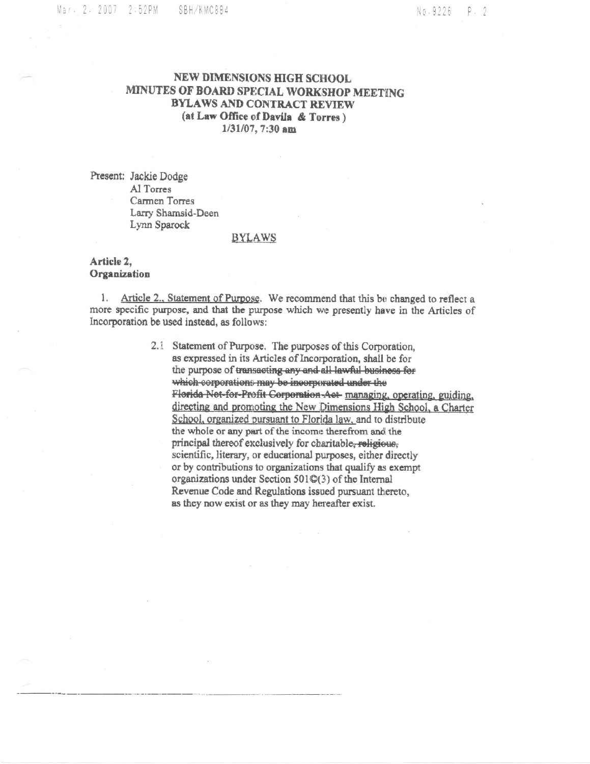# NEW DIMENSIONS HIGH SCHOOL
## MINUTES OF BOARD SPECIAL WORKSHOP MEETING
## BYLAWS AND CONTRACT REVIEW
### (at Law Office of Davila & Torres)
### 1/31/07, 7:30 am

Present: Jackie Dodge
Al Torres
Carmen Torres
Larry Shamsid-Deen
Lynn Sparock

## BYLAWS

**Article 2,**
**Organization**

1. Article 2., Statement of Purpose. We recommend that this be changed to reflect a more specific purpose, and that the purpose which we presently have in the Articles of Incorporation be used instead, as follows:

> 2.1 Statement of Purpose. The purposes of this Corporation, as expressed in its Articles of Incorporation, shall be for the purpose of ~~transacting any and all lawful business for which corporations may be incorporated under the Florida Not-for-Profit Corporation Act~~ managing, operating, guiding, directing and promoting the New Dimensions High School, a Charter School, organized pursuant to Florida law, and to distribute the whole or any part of the income therefrom and the principal thereof exclusively for charitable~~, religious,~~ scientific, literary, or educational purposes, either directly or by contributions to organizations that qualify as exempt organizations under Section 501©(3) of the Internal Revenue Code and Regulations issued pursuant thereto, as they now exist or as they may hereafter exist.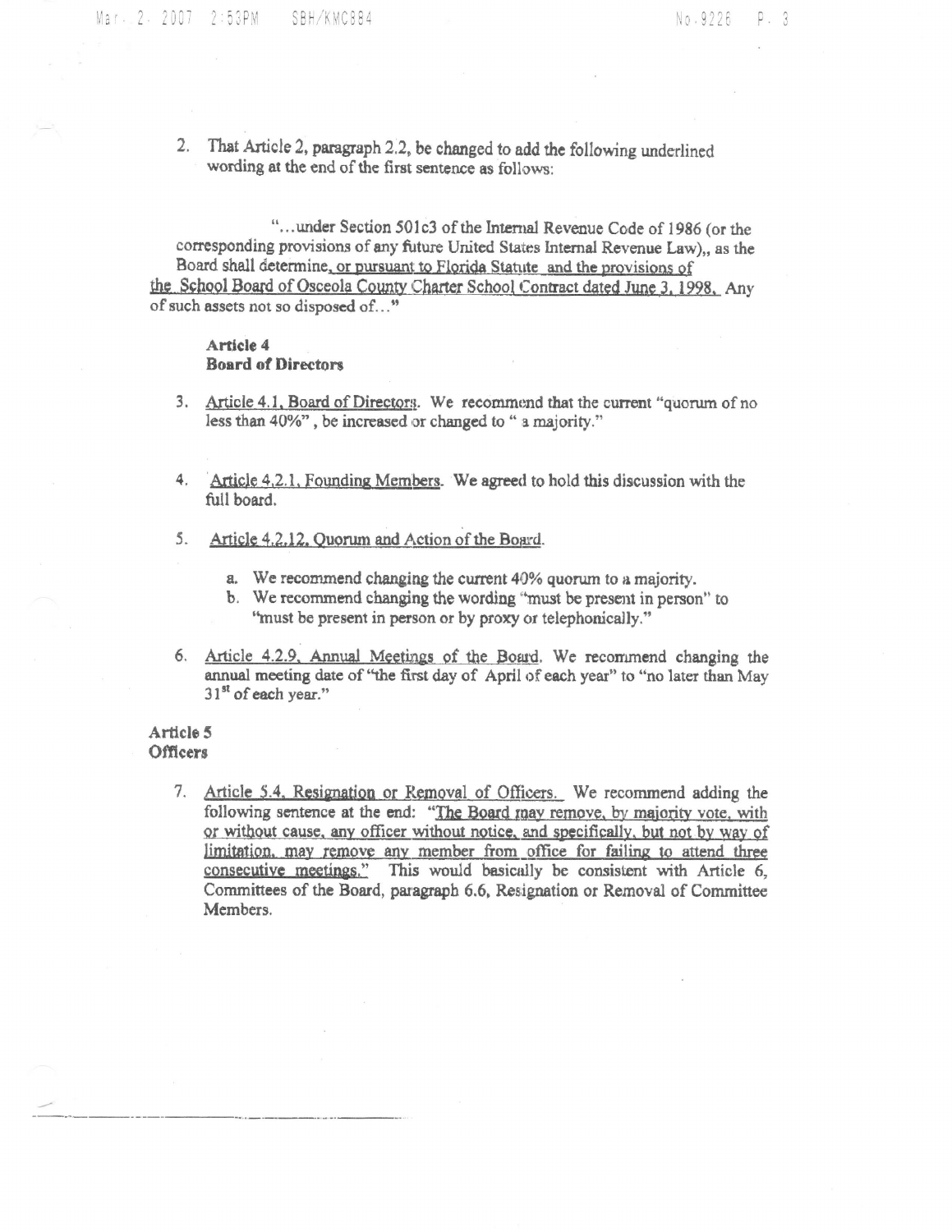2. That Article 2, paragraph 2.2, be changed to add the following underlined wording at the end of the first sentence as follows:

> "…under Section 501c3 of the Internal Revenue Code of 1986 (or the corresponding provisions of any future United States Internal Revenue Law),, as the Board shall determine, <u>or pursuant to Florida Statute and the provisions of the School Board of Osceola County Charter School Contract dated June 3, 1998.</u> Any of such assets not so disposed of…"

**Article 4**
**Board of Directors**

3. <u>Article 4.1, Board of Directors</u>. We recommend that the current "quorum of no less than 40%", be increased or changed to " a majority."

4. <u>Article 4.2.1, Founding Members</u>. We agreed to hold this discussion with the full board.

5. <u>Article 4.2.12, Quorum and Action of the Board</u>.
   a. We recommend changing the current 40% quorum to a majority.
   b. We recommend changing the wording "must be present in person" to "must be present in person or by proxy or telephonically."

6. <u>Article 4.2.9, Annual Meetings of the Board</u>. We recommend changing the annual meeting date of "the first day of April of each year" to "no later than May 31st of each year."

**Article 5**
**Officers**

7. <u>Article 5.4, Resignation or Removal of Officers.</u> We recommend adding the following sentence at the end: "<u>The Board may remove, by majority vote, with or without cause, any officer without notice, and specifically, but not by way of limitation, may remove any member from office for failing to attend three consecutive meetings.</u>" This would basically be consistent with Article 6, Committees of the Board, paragraph 6.6, Resignation or Removal of Committee Members.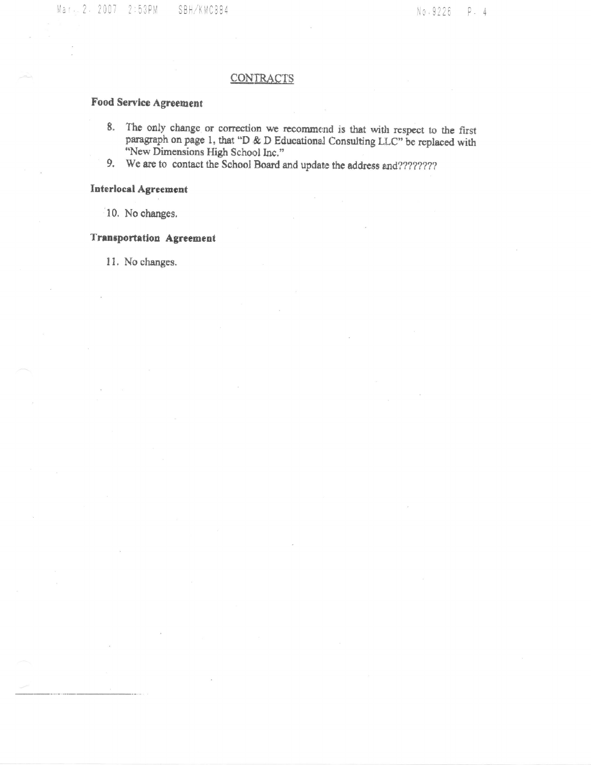## CONTRACTS

**Food Service Agreement**

8. The only change or correction we recommend is that with respect to the first paragraph on page 1, that "D & D Educational Consulting LLC" be replaced with "New Dimensions High School Inc."
9. We are to contact the School Board and update the address and????????

**Interlocal Agreement**

10. No changes.

**Transportation Agreement**

11. No changes.